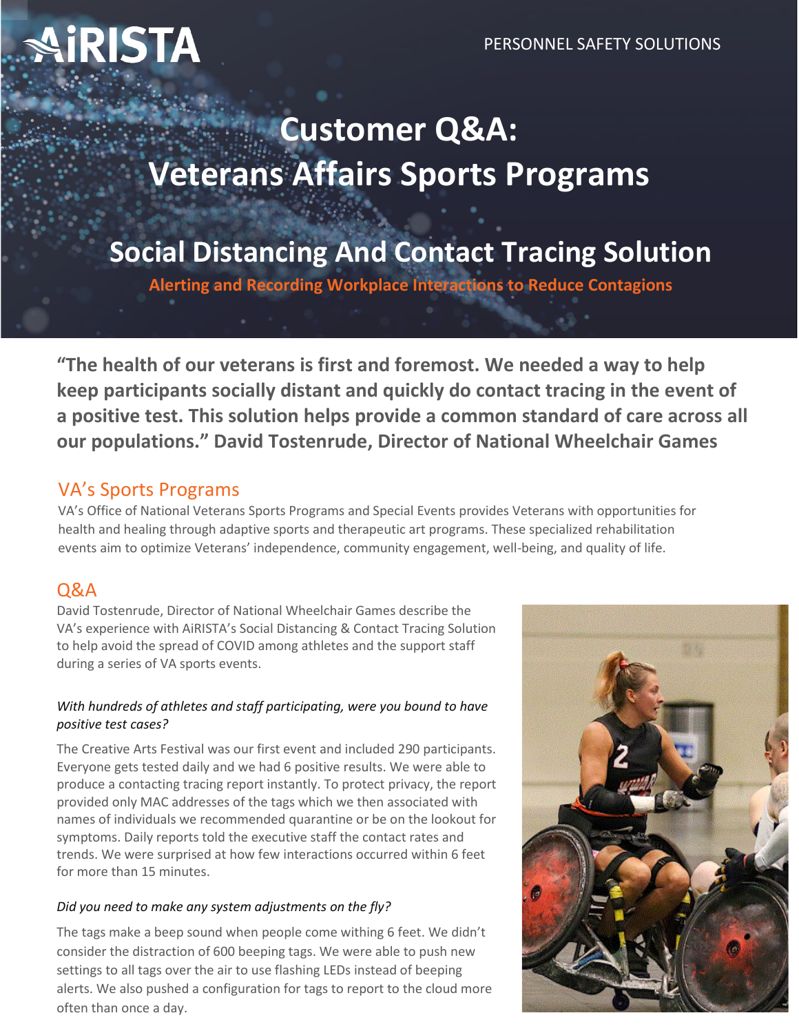AiRISTA

PERSONNEL SAFETY SOLUTIONS

# Customer Q&A: Veterans Affairs Sports Programs

## Social Distancing And Contact Tracing Solution

**Alerting and Recording Workplace Interactions to Reduce Contagions**

**"The health of our veterans is first and foremost. We needed a way to help keep participants socially distant and quickly do contact tracing in the event of a positive test. This solution helps provide a common standard of care across all our populations." David Tostenrude, Director of National Wheelchair Games**

## VA's Sports Programs

VA's Office of National Veterans Sports Programs and Special Events provides Veterans with opportunities for health and healing through adaptive sports and therapeutic art programs. These specialized rehabilitation events aim to optimize Veterans' independence, community engagement, well-being, and quality of life.

## Q&A

David Tostenrude, Director of National Wheelchair Games describe the VA's experience with AiRISTA's Social Distancing & Contact Tracing Solution to help avoid the spread of COVID among athletes and the support staff during a series of VA sports events.

*With hundreds of athletes and staff participating, were you bound to have positive test cases?*

The Creative Arts Festival was our first event and included 290 participants. Everyone gets tested daily and we had 6 positive results. We were able to produce a contacting tracing report instantly. To protect privacy, the report provided only MAC addresses of the tags which we then associated with names of individuals we recommended quarantine or be on the lookout for symptoms. Daily reports told the executive staff the contact rates and trends. We were surprised at how few interactions occurred within 6 feet for more than 15 minutes.

*Did you need to make any system adjustments on the fly?*

The tags make a beep sound when people come withing 6 feet. We didn't consider the distraction of 600 beeping tags. We were able to push new settings to all tags over the air to use flashing LEDs instead of beeping alerts. We also pushed a configuration for tags to report to the cloud more often than once a day.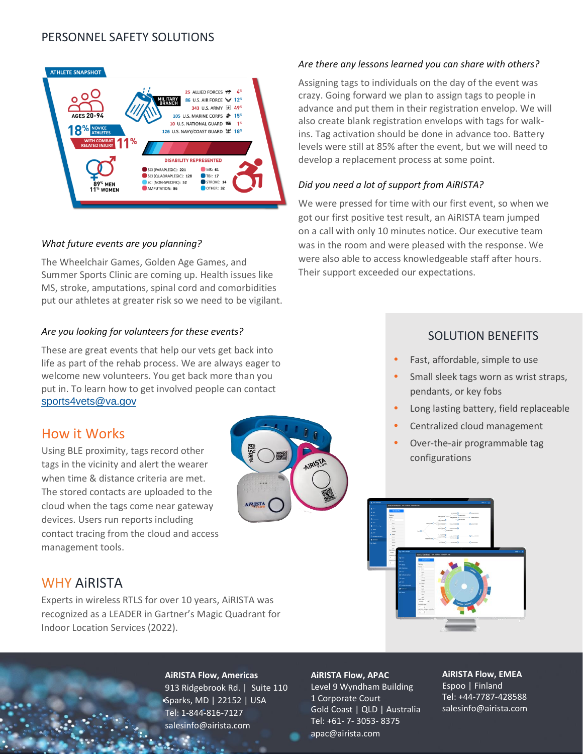## PERSONNEL SAFETY SOLUTIONS

ATHLETE SNAPSHOT

AGES 20-94

18% NOVICE ATHLETES

WITH COMBAT RELATED INJURY 11%

89% MEN
11% WOMEN

MILITARY BRANCH

25 ALLIED FORCES 4%
86 U.S. AIR FORCE 12%
343 U.S. ARMY 49%
105 U.S. MARINE CORPS 15%
10 U.S. NATIONAL GUARD 1%
126 U.S. NAVY/COAST GUARD 18%

DISABILITY REPRESENTED

SCI (PARAPLEGIC): 221
SCI (QUADRAPLEGIC): 128
SCI (NON-SPECIFIC): 52
AMPUTATION: 86
MS: 61
TBI: 17
STROKE: 14
OTHER: 32

*What future events are you planning?*

The Wheelchair Games, Golden Age Games, and Summer Sports Clinic are coming up. Health issues like MS, stroke, amputations, spinal cord and comorbidities put our athletes at greater risk so we need to be vigilant.

*Are you looking for volunteers for these events?*

These are great events that help our vets get back into life as part of the rehab process. We are always eager to welcome new volunteers. You get back more than you put in. To learn how to get involved people can contact sports4vets@va.gov

*Are there any lessons learned you can share with others?*

Assigning tags to individuals on the day of the event was crazy. Going forward we plan to assign tags to people in advance and put them in their registration envelop. We will also create blank registration envelops with tags for walk-ins. Tag activation should be done in advance too. Battery levels were still at 85% after the event, but we will need to develop a replacement process at some point.

*Did you need a lot of support from AiRISTA?*

We were pressed for time with our first event, so when we got our first positive test result, an AiRISTA team jumped on a call with only 10 minutes notice. Our executive team was in the room and were pleased with the response. We were also able to access knowledgeable staff after hours. Their support exceeded our expectations.

## How it Works

Using BLE proximity, tags record other tags in the vicinity and alert the wearer when time & distance criteria are met. The stored contacts are uploaded to the cloud when the tags come near gateway devices. Users run reports including contact tracing from the cloud and access management tools.

## WHY AiRISTA

Experts in wireless RTLS for over 10 years, AiRISTA was recognized as a LEADER in Gartner's Magic Quadrant for Indoor Location Services (2022).

## SOLUTION BENEFITS

- Fast, affordable, simple to use
- Small sleek tags worn as wrist straps, pendants, or key fobs
- Long lasting battery, field replaceable
- Centralized cloud management
- Over-the-air programmable tag configurations

**AiRISTA Flow, Americas**
913 Ridgebrook Rd. | Suite 110
Sparks, MD | 22152 | USA
Tel: 1-844-816-7127
salesinfo@airista.com

**AiRISTA Flow, APAC**
Level 9 Wyndham Building
1 Corporate Court
Gold Coast | QLD | Australia
Tel: +61- 7- 3053- 8375
apac@airista.com

**AiRISTA Flow, EMEA**
Espoo | Finland
Tel: +44-7787-428588
salesinfo@airista.com